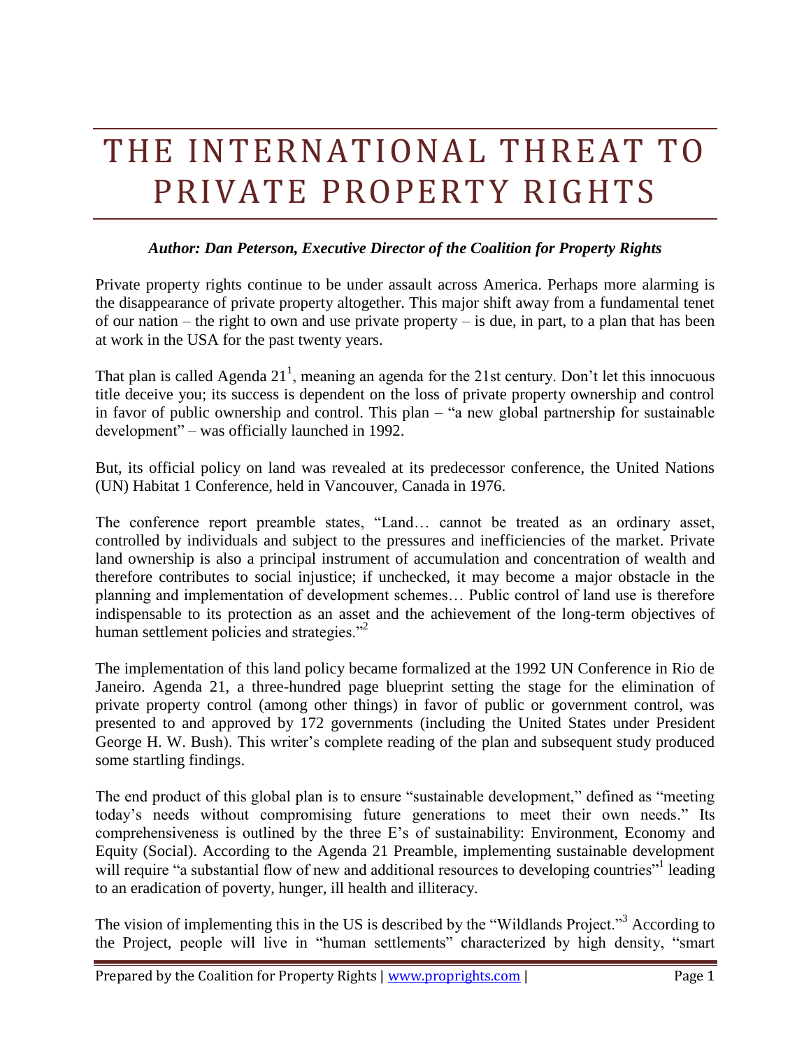# THE INTERNATIONAL THREAT TO PRIVATE PROPERTY RIGHTS

***Author: Dan Peterson, Executive Director of the Coalition for Property Rights***

Private property rights continue to be under assault across America. Perhaps more alarming is the disappearance of private property altogether. This major shift away from a fundamental tenet of our nation – the right to own and use private property – is due, in part, to a plan that has been at work in the USA for the past twenty years.

That plan is called Agenda 21[1], meaning an agenda for the 21st century. Don't let this innocuous title deceive you; its success is dependent on the loss of private property ownership and control in favor of public ownership and control. This plan – "a new global partnership for sustainable development" – was officially launched in 1992.

But, its official policy on land was revealed at its predecessor conference, the United Nations (UN) Habitat 1 Conference, held in Vancouver, Canada in 1976.

The conference report preamble states, "Land… cannot be treated as an ordinary asset, controlled by individuals and subject to the pressures and inefficiencies of the market. Private land ownership is also a principal instrument of accumulation and concentration of wealth and therefore contributes to social injustice; if unchecked, it may become a major obstacle in the planning and implementation of development schemes… Public control of land use is therefore indispensable to its protection as an asset and the achievement of the long-term objectives of human settlement policies and strategies."[2]

The implementation of this land policy became formalized at the 1992 UN Conference in Rio de Janeiro. Agenda 21, a three-hundred page blueprint setting the stage for the elimination of private property control (among other things) in favor of public or government control, was presented to and approved by 172 governments (including the United States under President George H. W. Bush). This writer's complete reading of the plan and subsequent study produced some startling findings.

The end product of this global plan is to ensure "sustainable development," defined as "meeting today's needs without compromising future generations to meet their own needs." Its comprehensiveness is outlined by the three E's of sustainability: Environment, Economy and Equity (Social). According to the Agenda 21 Preamble, implementing sustainable development will require "a substantial flow of new and additional resources to developing countries"[1] leading to an eradication of poverty, hunger, ill health and illiteracy.

The vision of implementing this in the US is described by the "Wildlands Project."[3] According to the Project, people will live in "human settlements" characterized by high density, "smart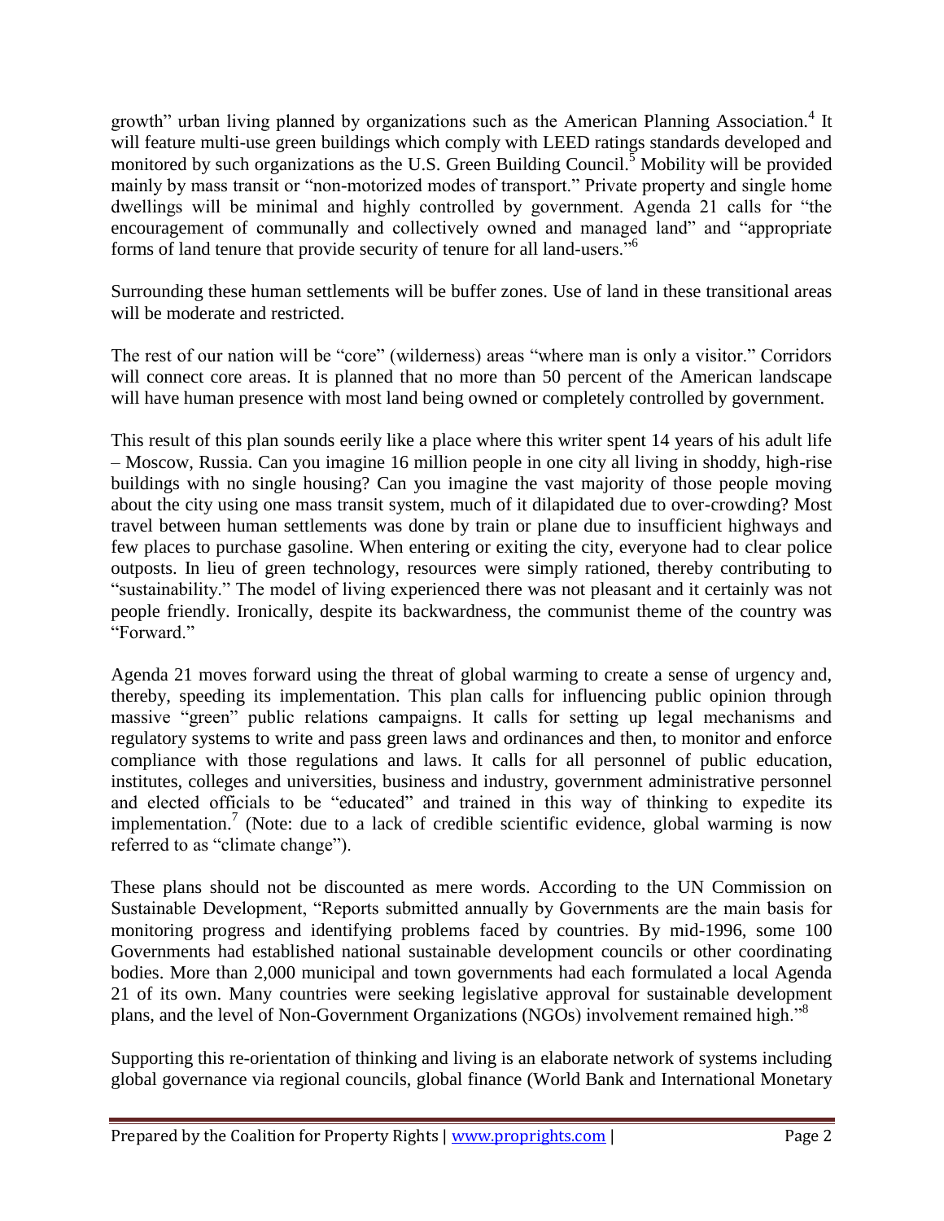growth" urban living planned by organizations such as the American Planning Association.[4] It will feature multi-use green buildings which comply with LEED ratings standards developed and monitored by such organizations as the U.S. Green Building Council.[5] Mobility will be provided mainly by mass transit or "non-motorized modes of transport." Private property and single home dwellings will be minimal and highly controlled by government. Agenda 21 calls for "the encouragement of communally and collectively owned and managed land" and "appropriate forms of land tenure that provide security of tenure for all land-users."[6]

Surrounding these human settlements will be buffer zones. Use of land in these transitional areas will be moderate and restricted.

The rest of our nation will be "core" (wilderness) areas "where man is only a visitor." Corridors will connect core areas. It is planned that no more than 50 percent of the American landscape will have human presence with most land being owned or completely controlled by government.

This result of this plan sounds eerily like a place where this writer spent 14 years of his adult life – Moscow, Russia. Can you imagine 16 million people in one city all living in shoddy, high-rise buildings with no single housing? Can you imagine the vast majority of those people moving about the city using one mass transit system, much of it dilapidated due to over-crowding? Most travel between human settlements was done by train or plane due to insufficient highways and few places to purchase gasoline. When entering or exiting the city, everyone had to clear police outposts. In lieu of green technology, resources were simply rationed, thereby contributing to "sustainability." The model of living experienced there was not pleasant and it certainly was not people friendly. Ironically, despite its backwardness, the communist theme of the country was "Forward."

Agenda 21 moves forward using the threat of global warming to create a sense of urgency and, thereby, speeding its implementation. This plan calls for influencing public opinion through massive "green" public relations campaigns. It calls for setting up legal mechanisms and regulatory systems to write and pass green laws and ordinances and then, to monitor and enforce compliance with those regulations and laws. It calls for all personnel of public education, institutes, colleges and universities, business and industry, government administrative personnel and elected officials to be "educated" and trained in this way of thinking to expedite its implementation.[7] (Note: due to a lack of credible scientific evidence, global warming is now referred to as "climate change").

These plans should not be discounted as mere words. According to the UN Commission on Sustainable Development, "Reports submitted annually by Governments are the main basis for monitoring progress and identifying problems faced by countries. By mid-1996, some 100 Governments had established national sustainable development councils or other coordinating bodies. More than 2,000 municipal and town governments had each formulated a local Agenda 21 of its own. Many countries were seeking legislative approval for sustainable development plans, and the level of Non-Government Organizations (NGOs) involvement remained high."[8]

Supporting this re-orientation of thinking and living is an elaborate network of systems including global governance via regional councils, global finance (World Bank and International Monetary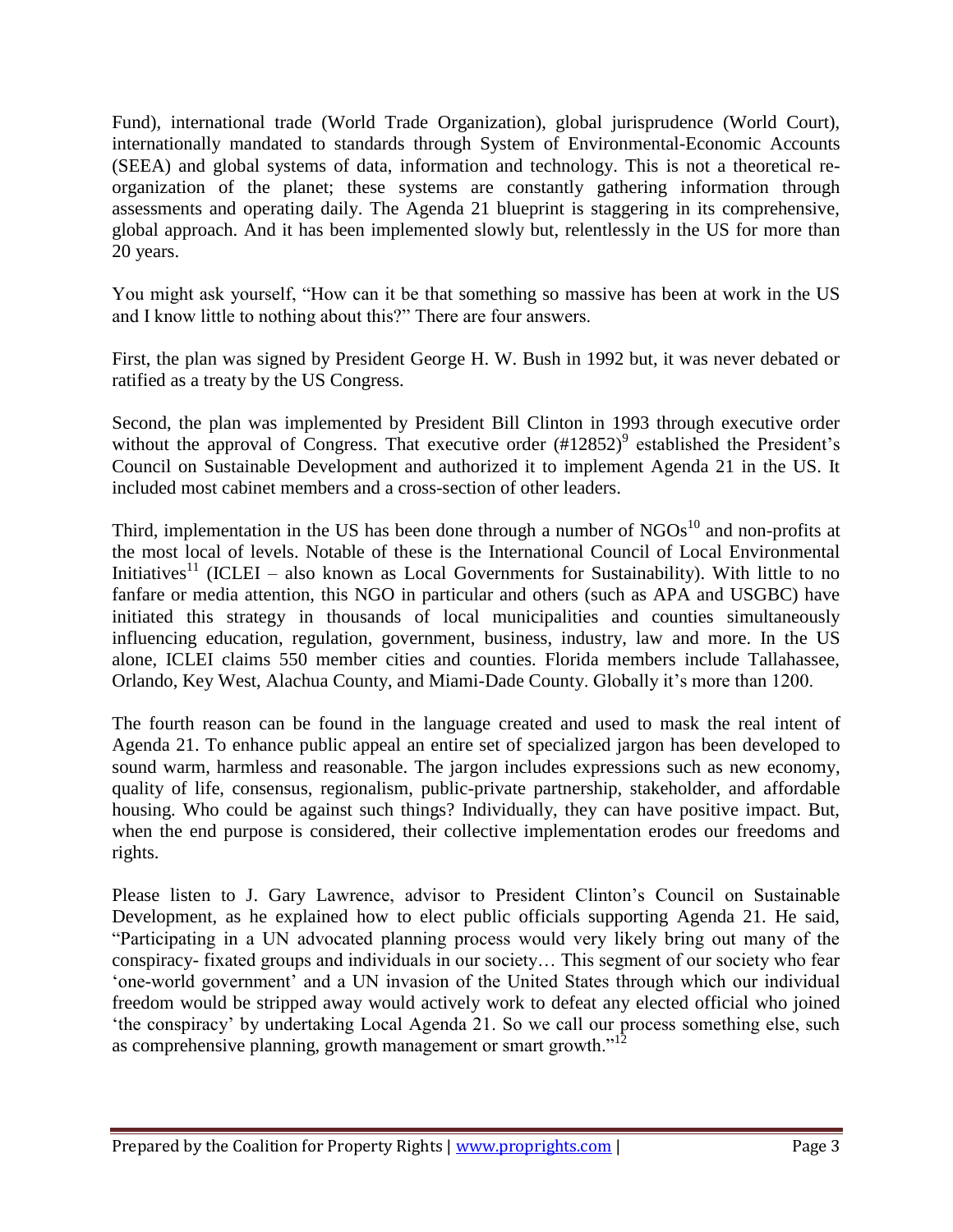Fund), international trade (World Trade Organization), global jurisprudence (World Court), internationally mandated to standards through System of Environmental-Economic Accounts (SEEA) and global systems of data, information and technology. This is not a theoretical re-organization of the planet; these systems are constantly gathering information through assessments and operating daily. The Agenda 21 blueprint is staggering in its comprehensive, global approach. And it has been implemented slowly but, relentlessly in the US for more than 20 years.

You might ask yourself, "How can it be that something so massive has been at work in the US and I know little to nothing about this?" There are four answers.

First, the plan was signed by President George H. W. Bush in 1992 but, it was never debated or ratified as a treaty by the US Congress.

Second, the plan was implemented by President Bill Clinton in 1993 through executive order without the approval of Congress. That executive order (#12852)[9] established the President's Council on Sustainable Development and authorized it to implement Agenda 21 in the US. It included most cabinet members and a cross-section of other leaders.

Third, implementation in the US has been done through a number of NGOs[10] and non-profits at the most local of levels. Notable of these is the International Council of Local Environmental Initiatives[11] (ICLEI – also known as Local Governments for Sustainability). With little to no fanfare or media attention, this NGO in particular and others (such as APA and USGBC) have initiated this strategy in thousands of local municipalities and counties simultaneously influencing education, regulation, government, business, industry, law and more. In the US alone, ICLEI claims 550 member cities and counties. Florida members include Tallahassee, Orlando, Key West, Alachua County, and Miami-Dade County. Globally it's more than 1200.

The fourth reason can be found in the language created and used to mask the real intent of Agenda 21. To enhance public appeal an entire set of specialized jargon has been developed to sound warm, harmless and reasonable. The jargon includes expressions such as new economy, quality of life, consensus, regionalism, public-private partnership, stakeholder, and affordable housing. Who could be against such things? Individually, they can have positive impact. But, when the end purpose is considered, their collective implementation erodes our freedoms and rights.

Please listen to J. Gary Lawrence, advisor to President Clinton's Council on Sustainable Development, as he explained how to elect public officials supporting Agenda 21. He said, "Participating in a UN advocated planning process would very likely bring out many of the conspiracy- fixated groups and individuals in our society… This segment of our society who fear 'one-world government' and a UN invasion of the United States through which our individual freedom would be stripped away would actively work to defeat any elected official who joined 'the conspiracy' by undertaking Local Agenda 21. So we call our process something else, such as comprehensive planning, growth management or smart growth."[12]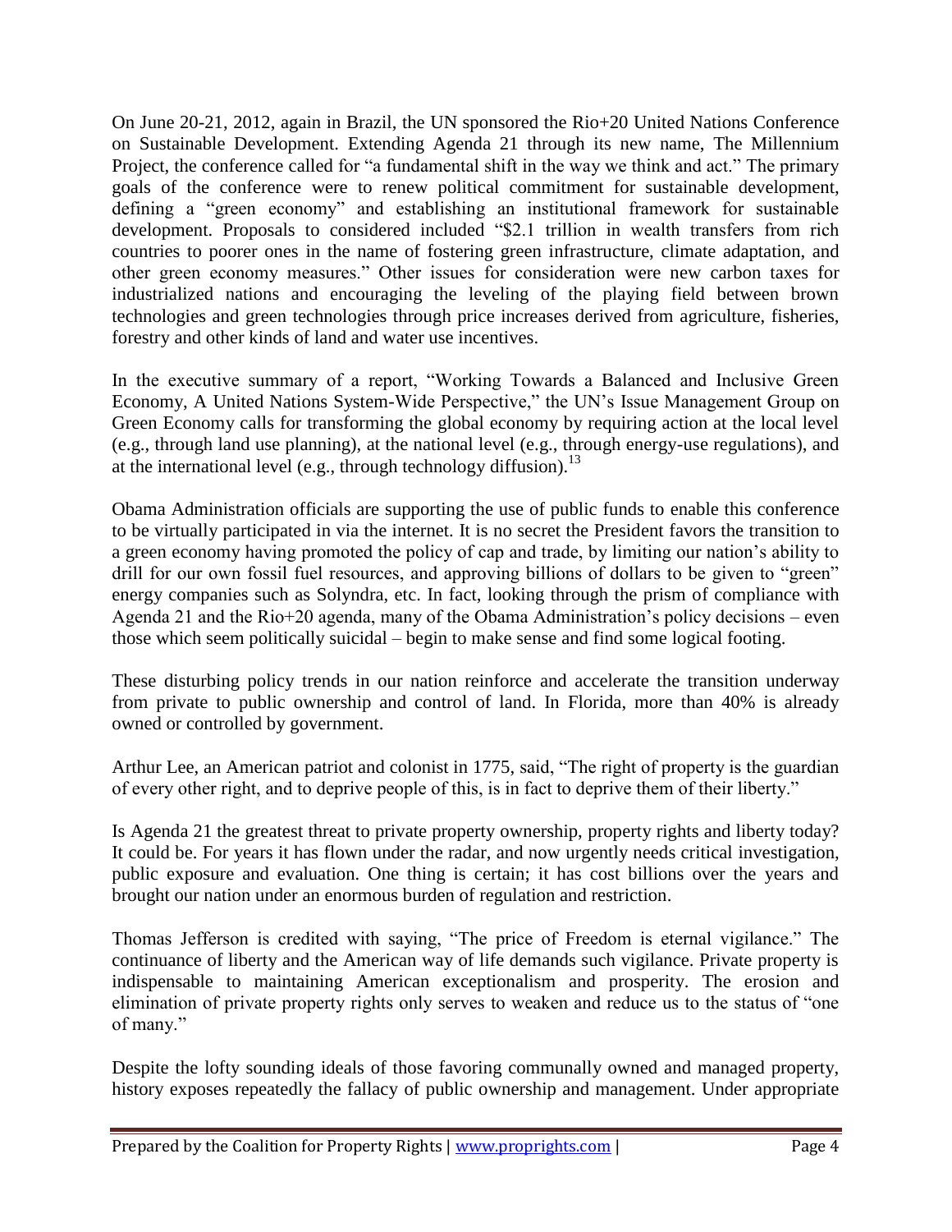On June 20-21, 2012, again in Brazil, the UN sponsored the Rio+20 United Nations Conference on Sustainable Development. Extending Agenda 21 through its new name, The Millennium Project, the conference called for "a fundamental shift in the way we think and act." The primary goals of the conference were to renew political commitment for sustainable development, defining a "green economy" and establishing an institutional framework for sustainable development. Proposals to considered included "$2.1 trillion in wealth transfers from rich countries to poorer ones in the name of fostering green infrastructure, climate adaptation, and other green economy measures." Other issues for consideration were new carbon taxes for industrialized nations and encouraging the leveling of the playing field between brown technologies and green technologies through price increases derived from agriculture, fisheries, forestry and other kinds of land and water use incentives.

In the executive summary of a report, "Working Towards a Balanced and Inclusive Green Economy, A United Nations System-Wide Perspective," the UN's Issue Management Group on Green Economy calls for transforming the global economy by requiring action at the local level (e.g., through land use planning), at the national level (e.g., through energy-use regulations), and at the international level (e.g., through technology diffusion).[13]

Obama Administration officials are supporting the use of public funds to enable this conference to be virtually participated in via the internet. It is no secret the President favors the transition to a green economy having promoted the policy of cap and trade, by limiting our nation's ability to drill for our own fossil fuel resources, and approving billions of dollars to be given to "green" energy companies such as Solyndra, etc. In fact, looking through the prism of compliance with Agenda 21 and the Rio+20 agenda, many of the Obama Administration's policy decisions – even those which seem politically suicidal – begin to make sense and find some logical footing.

These disturbing policy trends in our nation reinforce and accelerate the transition underway from private to public ownership and control of land. In Florida, more than 40% is already owned or controlled by government.

Arthur Lee, an American patriot and colonist in 1775, said, "The right of property is the guardian of every other right, and to deprive people of this, is in fact to deprive them of their liberty."

Is Agenda 21 the greatest threat to private property ownership, property rights and liberty today? It could be. For years it has flown under the radar, and now urgently needs critical investigation, public exposure and evaluation. One thing is certain; it has cost billions over the years and brought our nation under an enormous burden of regulation and restriction.

Thomas Jefferson is credited with saying, "The price of Freedom is eternal vigilance." The continuance of liberty and the American way of life demands such vigilance. Private property is indispensable to maintaining American exceptionalism and prosperity. The erosion and elimination of private property rights only serves to weaken and reduce us to the status of "one of many."

Despite the lofty sounding ideals of those favoring communally owned and managed property, history exposes repeatedly the fallacy of public ownership and management. Under appropriate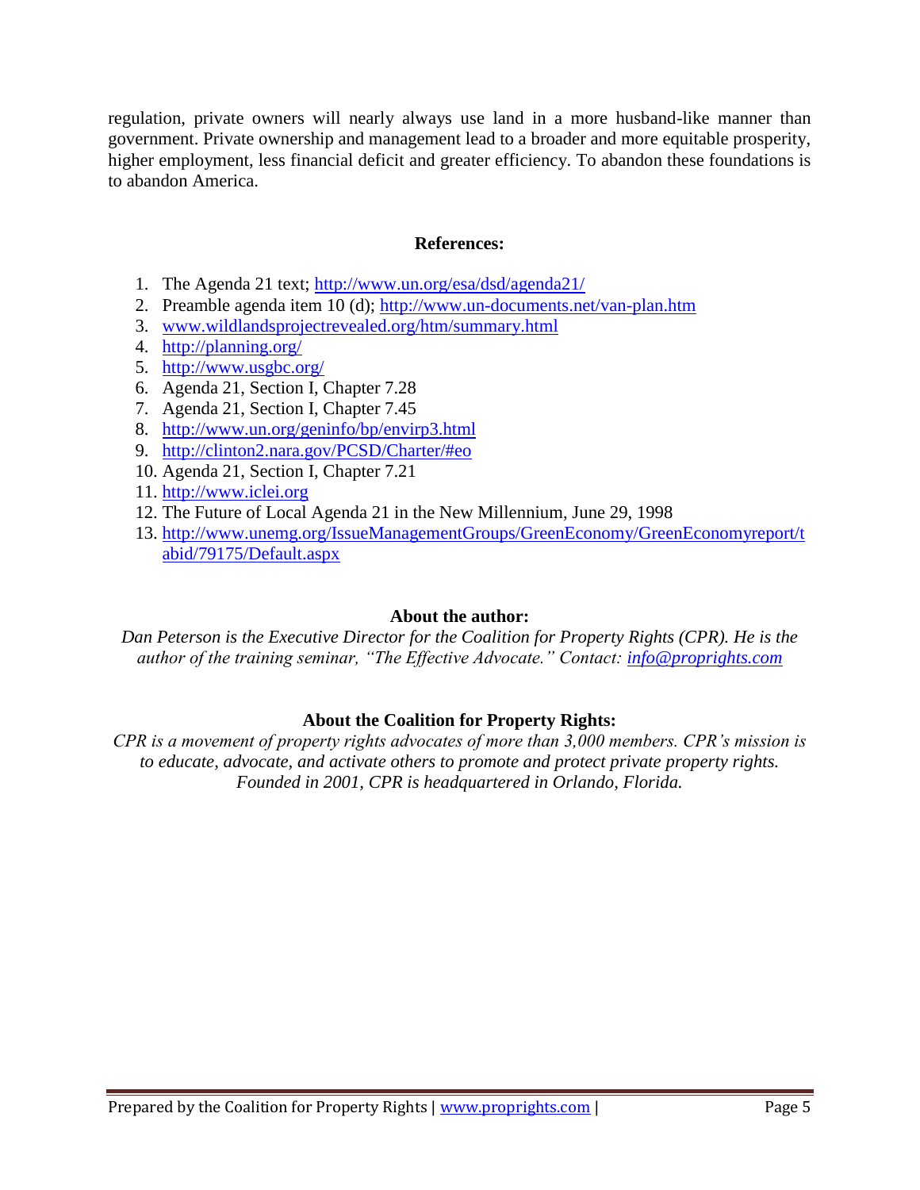regulation, private owners will nearly always use land in a more husband-like manner than government. Private ownership and management lead to a broader and more equitable prosperity, higher employment, less financial deficit and greater efficiency. To abandon these foundations is to abandon America.

## References:

1. The Agenda 21 text; http://www.un.org/esa/dsd/agenda21/
2. Preamble agenda item 10 (d); http://www.un-documents.net/van-plan.htm
3. www.wildlandsprojectrevealed.org/htm/summary.html
4. http://planning.org/
5. http://www.usgbc.org/
6. Agenda 21, Section I, Chapter 7.28
7. Agenda 21, Section I, Chapter 7.45
8. http://www.un.org/geninfo/bp/envirp3.html
9. http://clinton2.nara.gov/PCSD/Charter/#eo
10. Agenda 21, Section I, Chapter 7.21
11. http://www.iclei.org
12. The Future of Local Agenda 21 in the New Millennium, June 29, 1998
13. http://www.unemg.org/IssueManagementGroups/GreenEconomy/GreenEconomyreport/tabid/79175/Default.aspx

## About the author:

*Dan Peterson is the Executive Director for the Coalition for Property Rights (CPR). He is the author of the training seminar, "The Effective Advocate." Contact: info@proprights.com*

## About the Coalition for Property Rights:

*CPR is a movement of property rights advocates of more than 3,000 members. CPR's mission is to educate, advocate, and activate others to promote and protect private property rights. Founded in 2001, CPR is headquartered in Orlando, Florida.*